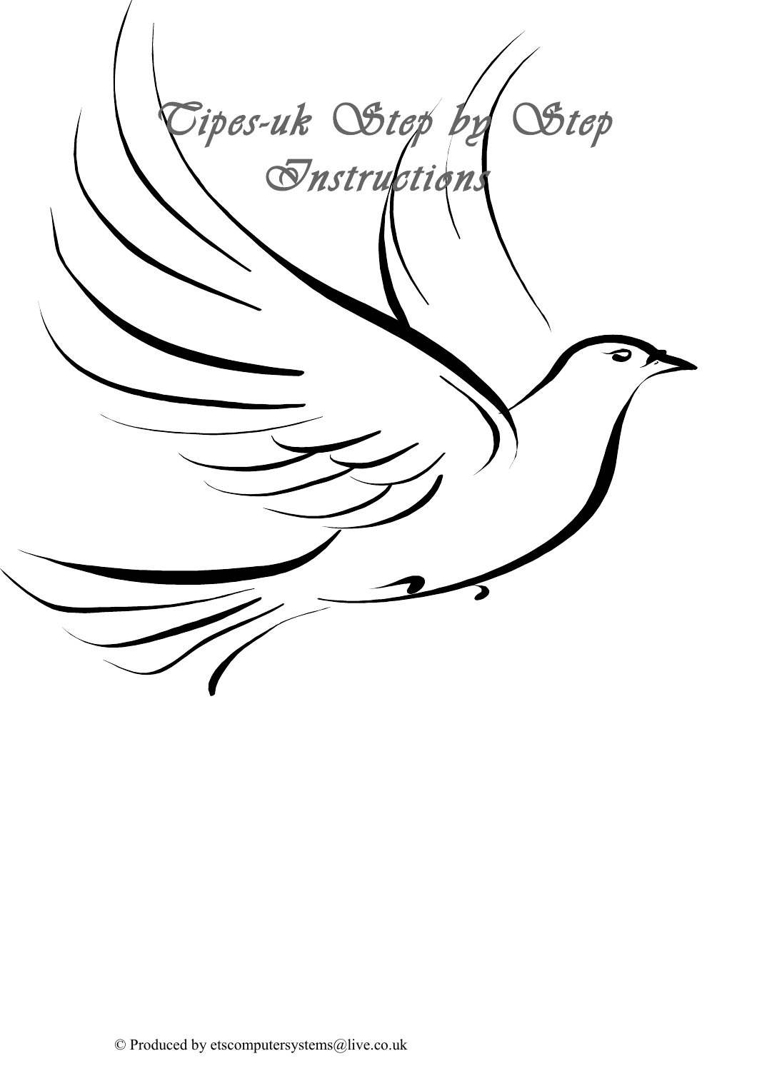# Tipes-uk Step by Step Instructions

© Produced by etscomputersystems@live.co.uk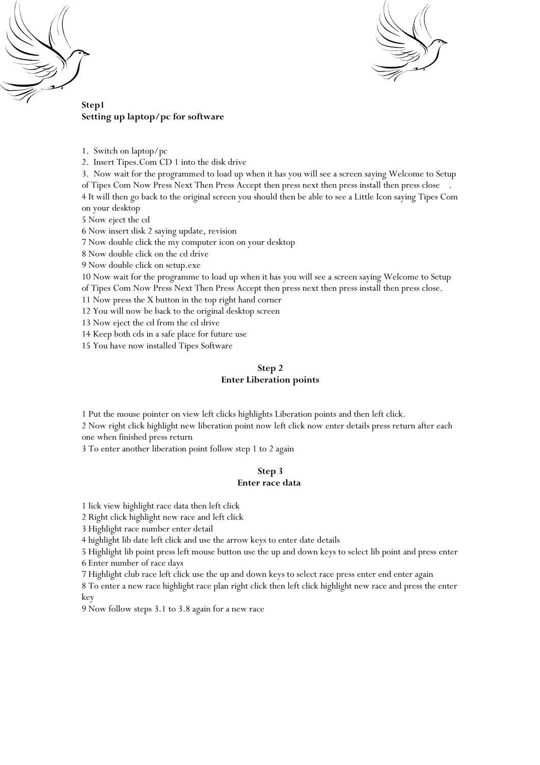**Step1**
**Setting up laptop/pc for software**

1. Switch on laptop/pc
2. Insert Tipes.Com CD 1 into the disk drive
3. Now wait for the programmed to load up when it has you will see a screen saying Welcome to Setup of Tipes Com Now Press Next Then Press Accept then press next then press install then press close .
4 It will then go back to the original screen you should then be able to see a Little Icon saying Tipes Com on your desktop
5 Now eject the cd
6 Now insert disk 2 saying update, revision
7 Now double click the my computer icon on your desktop
8 Now double click on the cd drive
9 Now double click on setup.exe
10 Now wait for the programme to load up when it has you will see a screen saying Welcome to Setup of Tipes Com Now Press Next Then Press Accept then press next then press install then press close.
11 Now press the X button in the top right hand corner
12 You will now be back to the original desktop screen
13 Now eject the cd from the cd drive
14 Keep both cds in a safe place for future use
15 You have now installed Tipes Software

**Step 2**
**Enter Liberation points**

1 Put the mouse pointer on view left clicks highlights Liberation points and then left click.
2 Now right click highlight new liberation point now left click now enter details press return after each one when finished press return
3 To enter another liberation point follow step 1 to 2 again

**Step 3**
**Enter race data**

1 lick view highlight race data then left click
2 Right click highlight new race and left click
3 Highlight race number enter detail
4 highlight lib date left click and use the arrow keys to enter date details
5 Highlight lib point press left mouse button use the up and down keys to select lib point and press enter
6 Enter number of race days
7 Highlight club race left click use the up and down keys to select race press enter end enter again
8 To enter a new race highlight race plan right click then left click highlight new race and press the enter key
9 Now follow steps 3.1 to 3.8 again for a new race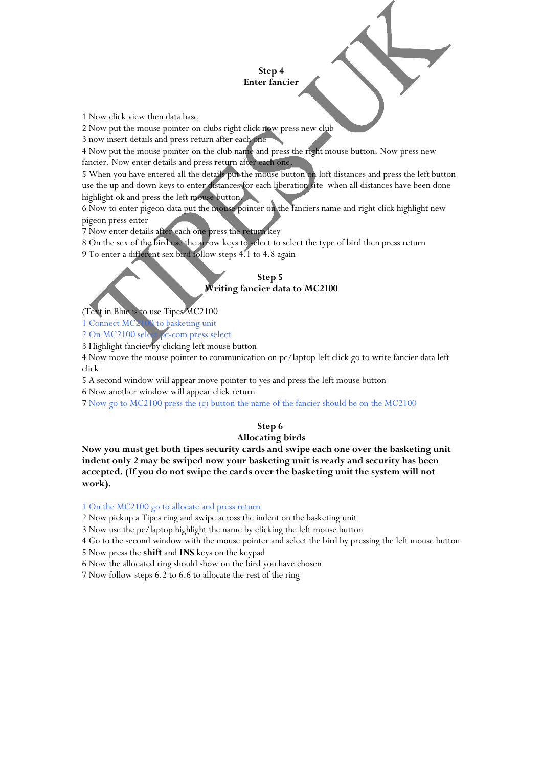## Step 4
## Enter fancier

1 Now click view then data base
2 Now put the mouse pointer on clubs right click now press new club
3 now insert details and press return after each one
4 Now put the mouse pointer on the club name and press the right mouse button. Now press new fancier. Now enter details and press return after each one.
5 When you have entered all the details put the mouse button on loft distances and press the left button use the up and down keys to enter distances for each liberation site when all distances have been done highlight ok and press the left mouse button.
6 Now to enter pigeon data put the mouse pointer on the fanciers name and right click highlight new pigeon press enter
7 Now enter details after each one press the return key
8 On the sex of the bird use the arrow keys to select the type of bird then press return
9 To enter a different sex bird follow steps 4.1 to 4.8 again

## Step 5
## Writing fancier data to MC2100

(Text in Blue is to use Tipes MC2100
1 Connect MC2100 to basketing unit
2 On MC2100 select pc-com press select
3 Highlight fancier by clicking left mouse button
4 Now move the mouse pointer to communication on pc/laptop left click go to write fancier data left click
5 A second window will appear move pointer to yes and press the left mouse button
6 Now another window will appear click return
7 Now go to MC2100 press the (c) button the name of the fancier should be on the MC2100

## Step 6
## Allocating birds

**Now you must get both tipes security cards and swipe each one over the basketing unit indent only 2 may be swiped now your basketing unit is ready and security has been accepted. (If you do not swipe the cards over the basketing unit the system will not work).**

1 On the MC2100 go to allocate and press return
2 Now pickup a Tipes ring and swipe across the indent on the basketing unit
3 Now use the pc/laptop highlight the name by clicking the left mouse button
4 Go to the second window with the mouse pointer and select the bird by pressing the left mouse button
5 Now press the **shift** and **INS** keys on the keypad
6 Now the allocated ring should show on the bird you have chosen
7 Now follow steps 6.2 to 6.6 to allocate the rest of the ring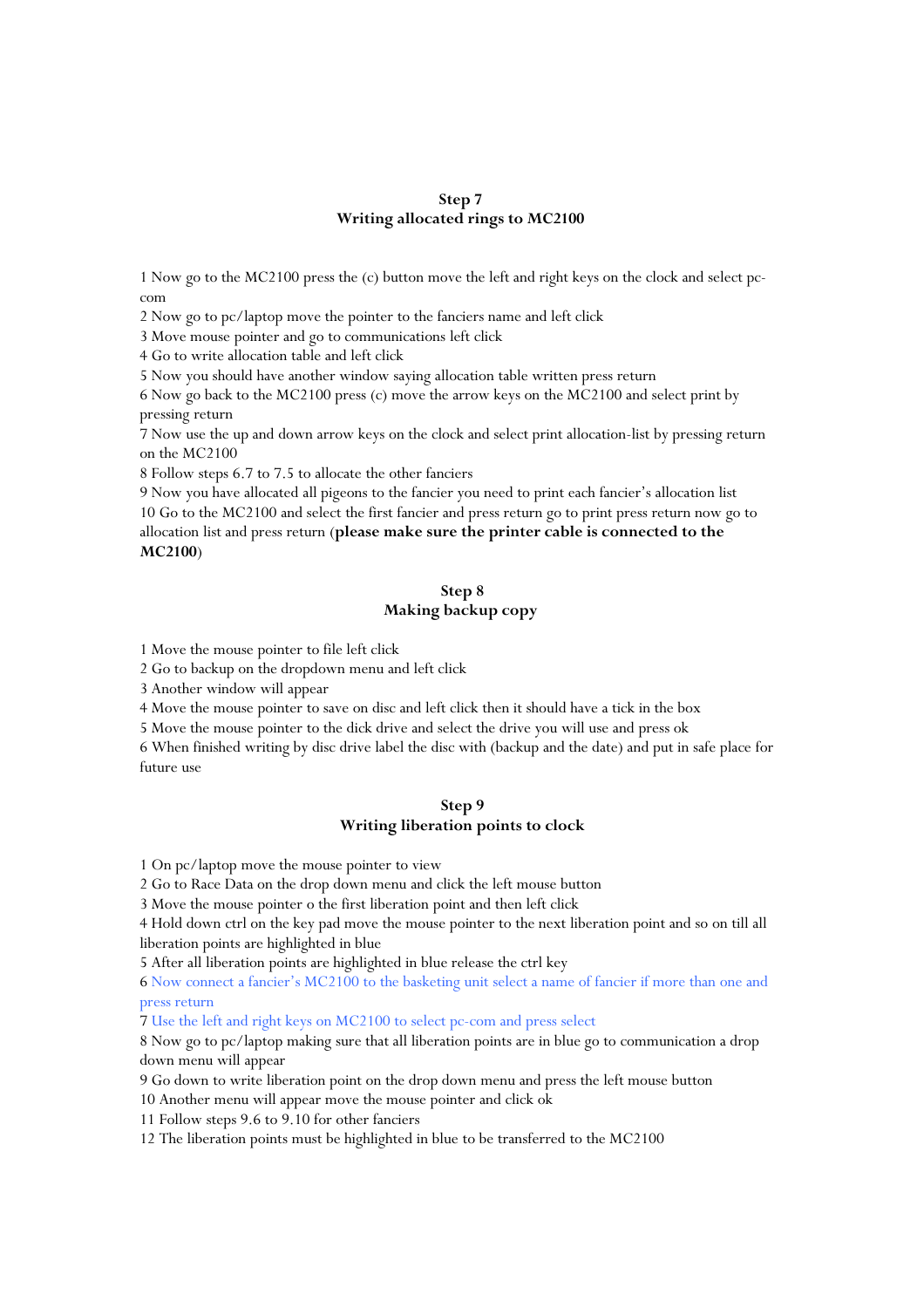## Step 7
## Writing allocated rings to MC2100

1 Now go to the MC2100 press the (c) button move the left and right keys on the clock and select pc-com
2 Now go to pc/laptop move the pointer to the fanciers name and left click
3 Move mouse pointer and go to communications left click
4 Go to write allocation table and left click
5 Now you should have another window saying allocation table written press return
6 Now go back to the MC2100 press (c) move the arrow keys on the MC2100 and select print by pressing return
7 Now use the up and down arrow keys on the clock and select print allocation-list by pressing return on the MC2100
8 Follow steps 6.7 to 7.5 to allocate the other fanciers
9 Now you have allocated all pigeons to the fancier you need to print each fancier's allocation list
10 Go to the MC2100 and select the first fancier and press return go to print press return now go to allocation list and press return (**please make sure the printer cable is connected to the MC2100**)

## Step 8
## Making backup copy

1 Move the mouse pointer to file left click
2 Go to backup on the dropdown menu and left click
3 Another window will appear
4 Move the mouse pointer to save on disc and left click then it should have a tick in the box
5 Move the mouse pointer to the dick drive and select the drive you will use and press ok
6 When finished writing by disc drive label the disc with (backup and the date) and put in safe place for future use

## Step 9
## Writing liberation points to clock

1 On pc/laptop move the mouse pointer to view
2 Go to Race Data on the drop down menu and click the left mouse button
3 Move the mouse pointer o the first liberation point and then left click
4 Hold down ctrl on the key pad move the mouse pointer to the next liberation point and so on till all liberation points are highlighted in blue
5 After all liberation points are highlighted in blue release the ctrl key
6 Now connect a fancier's MC2100 to the basketing unit select a name of fancier if more than one and press return
7 Use the left and right keys on MC2100 to select pc-com and press select
8 Now go to pc/laptop making sure that all liberation points are in blue go to communication a drop down menu will appear
9 Go down to write liberation point on the drop down menu and press the left mouse button
10 Another menu will appear move the mouse pointer and click ok
11 Follow steps 9.6 to 9.10 for other fanciers
12 The liberation points must be highlighted in blue to be transferred to the MC2100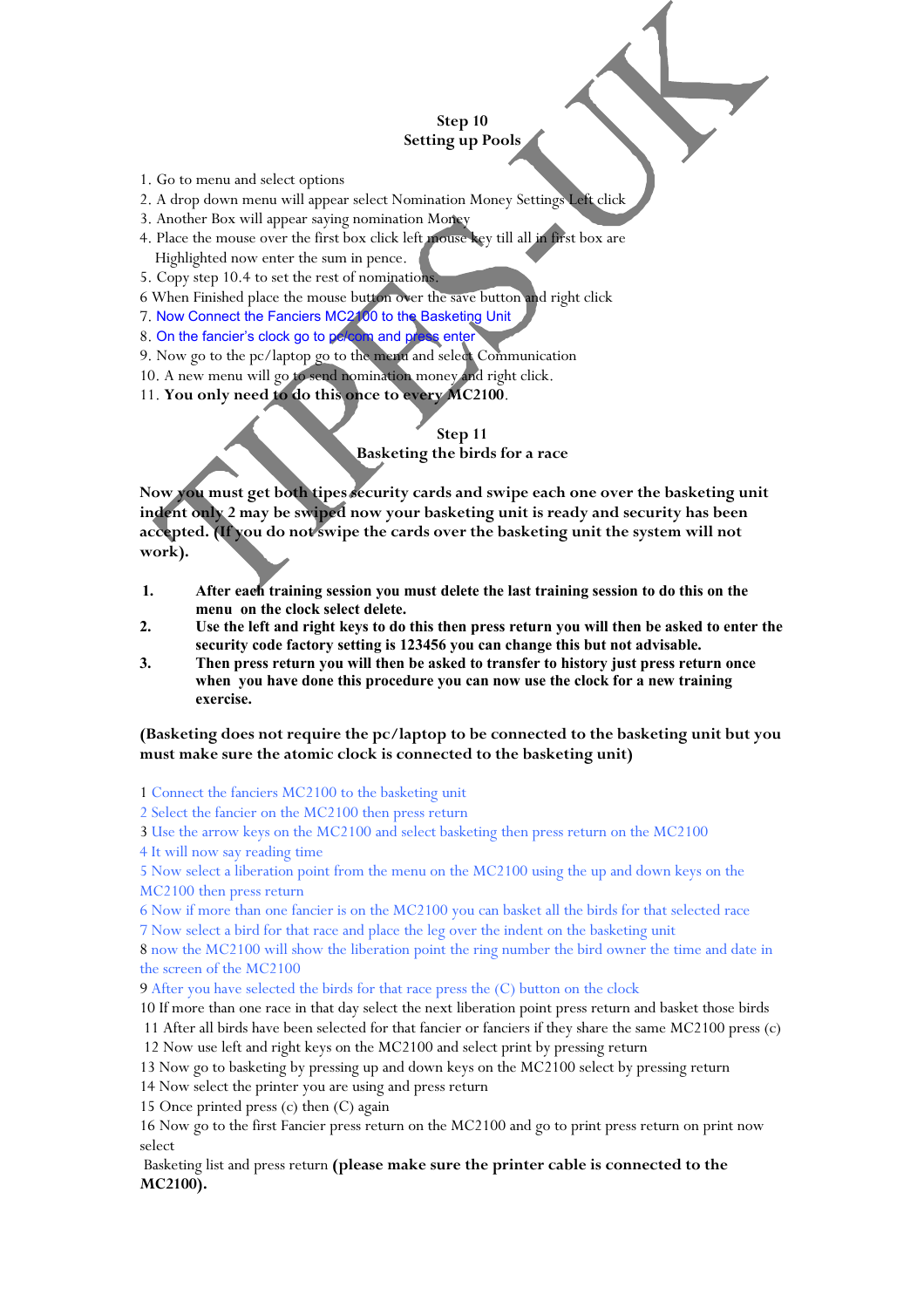**Step 10**
**Setting up Pools**

1. Go to menu and select options
2. A drop down menu will appear select Nomination Money Settings Left click
3. Another Box will appear saying nomination Money
4. Place the mouse over the first box click left mouse key till all in first box are Highlighted now enter the sum in pence.
5. Copy step 10.4 to set the rest of nominations.
6. When Finished place the mouse button over the save button and right click
7. Now Connect the Fanciers MC2100 to the Basketing Unit
8. On the fancier's clock go to pc/com and press enter
9. Now go to the pc/laptop go to the menu and select Communication
10. A new menu will go to send nomination money and right click.
11. **You only need to do this once to every MC2100**.

**Step 11**
**Basketing the birds for a race**

**Now you must get both tipes security cards and swipe each one over the basketing unit indent only 2 may be swiped now your basketing unit is ready and security has been accepted. (If you do not swipe the cards over the basketing unit the system will not work).**

1. **After each training session you must delete the last training session to do this on the menu on the clock select delete.**
2. **Use the left and right keys to do this then press return you will then be asked to enter the security code factory setting is 123456 you can change this but not advisable.**
3. **Then press return you will then be asked to transfer to history just press return once when you have done this procedure you can now use the clock for a new training exercise.**

**(Basketing does not require the pc/laptop to be connected to the basketing unit but you must make sure the atomic clock is connected to the basketing unit)**

1 Connect the fanciers MC2100 to the basketing unit
2 Select the fancier on the MC2100 then press return
3 Use the arrow keys on the MC2100 and select basketing then press return on the MC2100
4 It will now say reading time
5 Now select a liberation point from the menu on the MC2100 using the up and down keys on the MC2100 then press return
6 Now if more than one fancier is on the MC2100 you can basket all the birds for that selected race
7 Now select a bird for that race and place the leg over the indent on the basketing unit
8 now the MC2100 will show the liberation point the ring number the bird owner the time and date in the screen of the MC2100
9 After you have selected the birds for that race press the (C) button on the clock
10 If more than one race in that day select the next liberation point press return and basket those birds
11 After all birds have been selected for that fancier or fanciers if they share the same MC2100 press (c)
12 Now use left and right keys on the MC2100 and select print by pressing return
13 Now go to basketing by pressing up and down keys on the MC2100 select by pressing return
14 Now select the printer you are using and press return
15 Once printed press (c) then (C) again
16 Now go to the first Fancier press return on the MC2100 and go to print press return on print now select
Basketing list and press return **(please make sure the printer cable is connected to the MC2100).**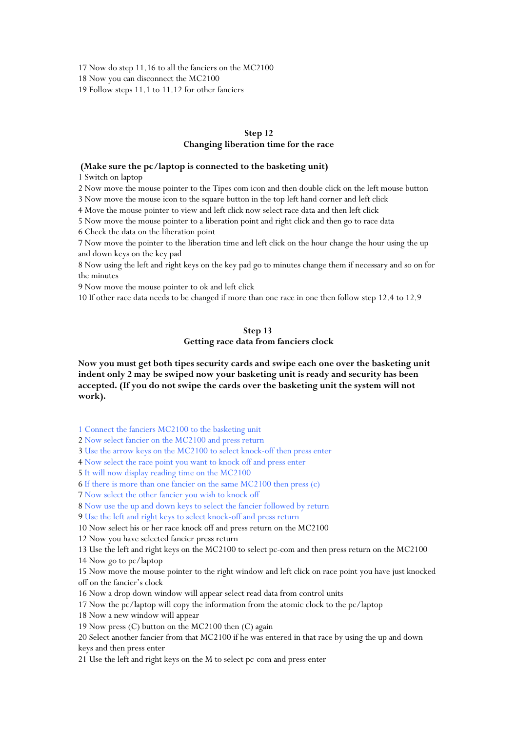17 Now do step 11.16 to all the fanciers on the MC2100
18 Now you can disconnect the MC2100
19 Follow steps 11.1 to 11.12 for other fanciers

## Step 12
## Changing liberation time for the race

**(Make sure the pc/laptop is connected to the basketing unit)**

1 Switch on laptop
2 Now move the mouse pointer to the Tipes com icon and then double click on the left mouse button
3 Now move the mouse icon to the square button in the top left hand corner and left click
4 Move the mouse pointer to view and left click now select race data and then left click
5 Now move the mouse pointer to a liberation point and right click and then go to race data
6 Check the data on the liberation point
7 Now move the pointer to the liberation time and left click on the hour change the hour using the up and down keys on the key pad
8 Now using the left and right keys on the key pad go to minutes change them if necessary and so on for the minutes
9 Now move the mouse pointer to ok and left click
10 If other race data needs to be changed if more than one race in one then follow step 12.4 to 12.9

## Step 13
## Getting race data from fanciers clock

**Now you must get both tipes security cards and swipe each one over the basketing unit indent only 2 may be swiped now your basketing unit is ready and security has been accepted. (If you do not swipe the cards over the basketing unit the system will not work).**

1 Connect the fanciers MC2100 to the basketing unit
2 Now select fancier on the MC2100 and press return
3 Use the arrow keys on the MC2100 to select knock-off then press enter
4 Now select the race point you want to knock off and press enter
5 It will now display reading time on the MC2100
6 If there is more than one fancier on the same MC2100 then press (c)
7 Now select the other fancier you wish to knock off
8 Now use the up and down keys to select the fancier followed by return
9 Use the left and right keys to select knock-off and press return
10 Now select his or her race knock off and press return on the MC2100
12 Now you have selected fancier press return
13 Use the left and right keys on the MC2100 to select pc-com and then press return on the MC2100
14 Now go to pc/laptop
15 Now move the mouse pointer to the right window and left click on race point you have just knocked off on the fancier's clock
16 Now a drop down window will appear select read data from control units
17 Now the pc/laptop will copy the information from the atomic clock to the pc/laptop
18 Now a new window will appear
19 Now press (C) button on the MC2100 then (C) again
20 Select another fancier from that MC2100 if he was entered in that race by using the up and down keys and then press enter
21 Use the left and right keys on the M to select pc-com and press enter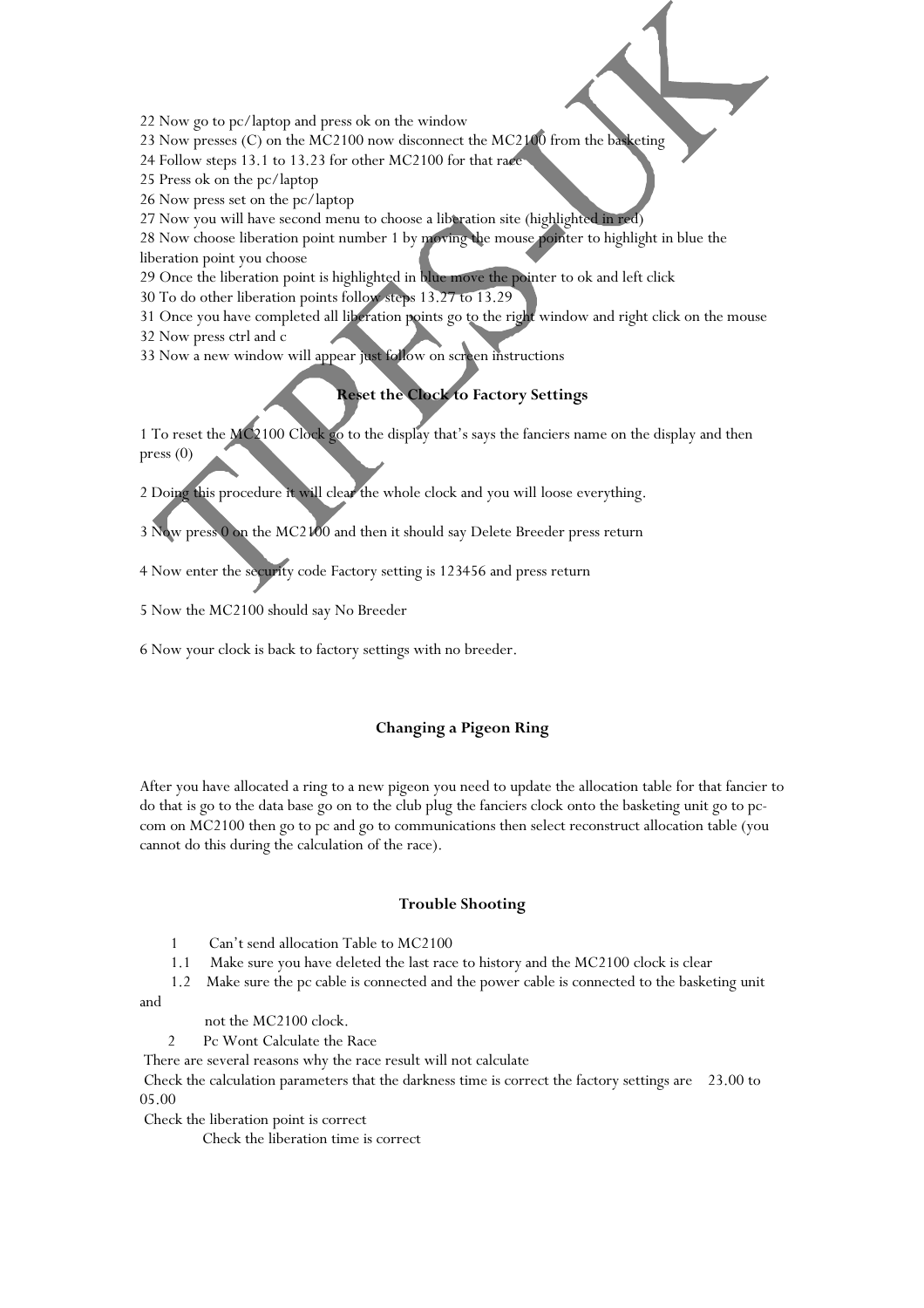22 Now go to pc/laptop and press ok on the window
23 Now presses (C) on the MC2100 now disconnect the MC2100 from the basketing
24 Follow steps 13.1 to 13.23 for other MC2100 for that race
25 Press ok on the pc/laptop
26 Now press set on the pc/laptop
27 Now you will have second menu to choose a liberation site (highlighted in red)
28 Now choose liberation point number 1 by moving the mouse pointer to highlight in blue the liberation point you choose
29 Once the liberation point is highlighted in blue move the pointer to ok and left click
30 To do other liberation points follow steps 13.27 to 13.29
31 Once you have completed all liberation points go to the right window and right click on the mouse
32 Now press ctrl and c
33 Now a new window will appear just follow on screen instructions

## Reset the Clock to Factory Settings

1 To reset the MC2100 Clock go to the display that's says the fanciers name on the display and then press (0)

2 Doing this procedure it will clear the whole clock and you will loose everything.

3 Now press 0 on the MC2100 and then it should say Delete Breeder press return

4 Now enter the security code Factory setting is 123456 and press return

5 Now the MC2100 should say No Breeder

6 Now your clock is back to factory settings with no breeder.

## Changing a Pigeon Ring

After you have allocated a ring to a new pigeon you need to update the allocation table for that fancier to do that is go to the data base go on to the club plug the fanciers clock onto the basketing unit go to pc-com on MC2100 then go to pc and go to communications then select reconstruct allocation table (you cannot do this during the calculation of the race).

## Trouble Shooting

1 Can't send allocation Table to MC2100

1.1 Make sure you have deleted the last race to history and the MC2100 clock is clear

1.2 Make sure the pc cable is connected and the power cable is connected to the basketing unit and not the MC2100 clock.

2 Pc Wont Calculate the Race

There are several reasons why the race result will not calculate

Check the calculation parameters that the darkness time is correct the factory settings are 23.00 to 05.00

Check the liberation point is correct

Check the liberation time is correct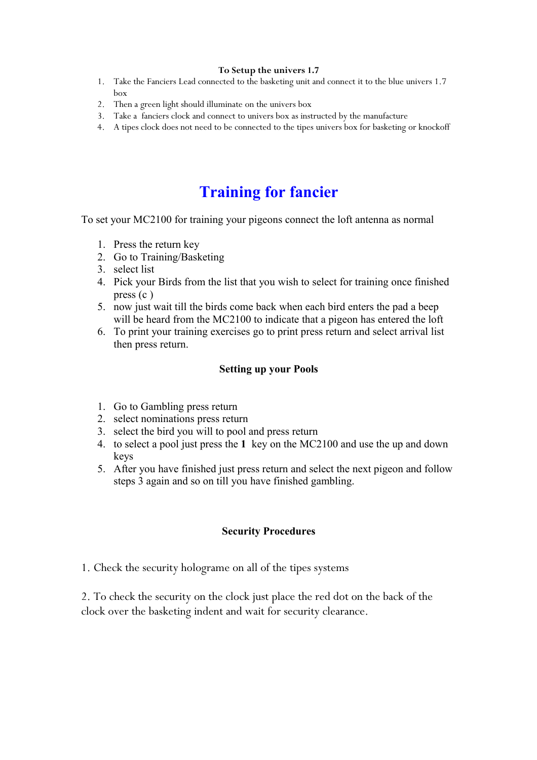**To Setup the univers 1.7**

1. Take the Fanciers Lead connected to the basketing unit and connect it to the blue univers 1.7 box
2. Then a green light should illuminate on the univers box
3. Take a fanciers clock and connect to univers box as instructed by the manufacture
4. A tipes clock does not need to be connected to the tipes univers box for basketing or knockoff

# Training for fancier

To set your MC2100 for training your pigeons connect the loft antenna as normal

1. Press the return key
2. Go to Training/Basketing
3. select list
4. Pick your Birds from the list that you wish to select for training once finished press (c )
5. now just wait till the birds come back when each bird enters the pad a beep will be heard from the MC2100 to indicate that a pigeon has entered the loft
6. To print your training exercises go to print press return and select arrival list then press return.

**Setting up your Pools**

1. Go to Gambling press return
2. select nominations press return
3. select the bird you will to pool and press return
4. to select a pool just press the **1** key on the MC2100 and use the up and down keys
5. After you have finished just press return and select the next pigeon and follow steps 3 again and so on till you have finished gambling.

**Security Procedures**

1. Check the security hologrames on all of the tipes systems

2. To check the security on the clock just place the red dot on the back of the clock over the basketing indent and wait for security clearance.